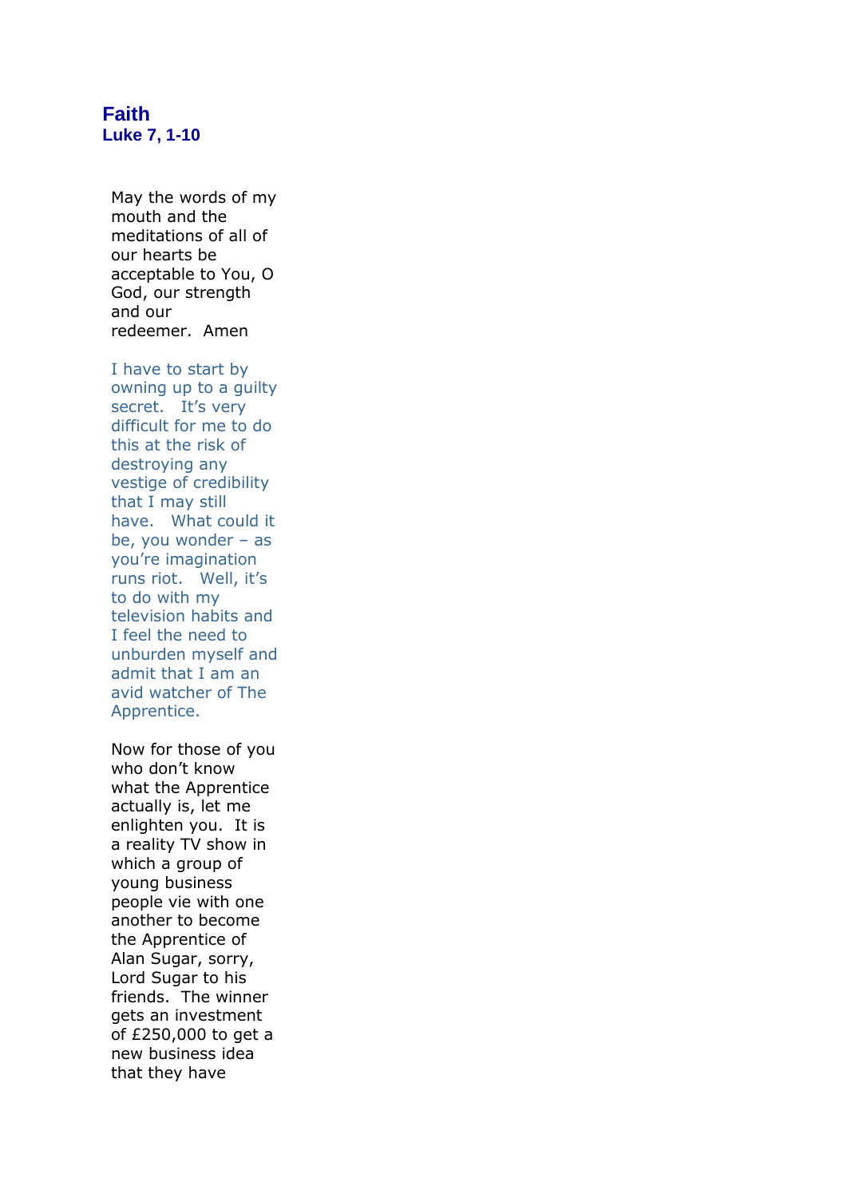# Faith

## Luke 7, 1-10

May the words of my mouth and the meditations of all of our hearts be acceptable to You, O God, our strength and our redeemer.  Amen

I have to start by owning up to a guilty secret.   It's very difficult for me to do this at the risk of destroying any vestige of credibility that I may still have.   What could it be, you wonder – as you're imagination runs riot.   Well, it's to do with my television habits and I feel the need to unburden myself and admit that I am an avid watcher of The Apprentice.

Now for those of you who don't know what the Apprentice actually is, let me enlighten you.  It is a reality TV show in which a group of young business people vie with one another to become the Apprentice of Alan Sugar, sorry, Lord Sugar to his friends.  The winner gets an investment of £250,000 to get a new business idea that they have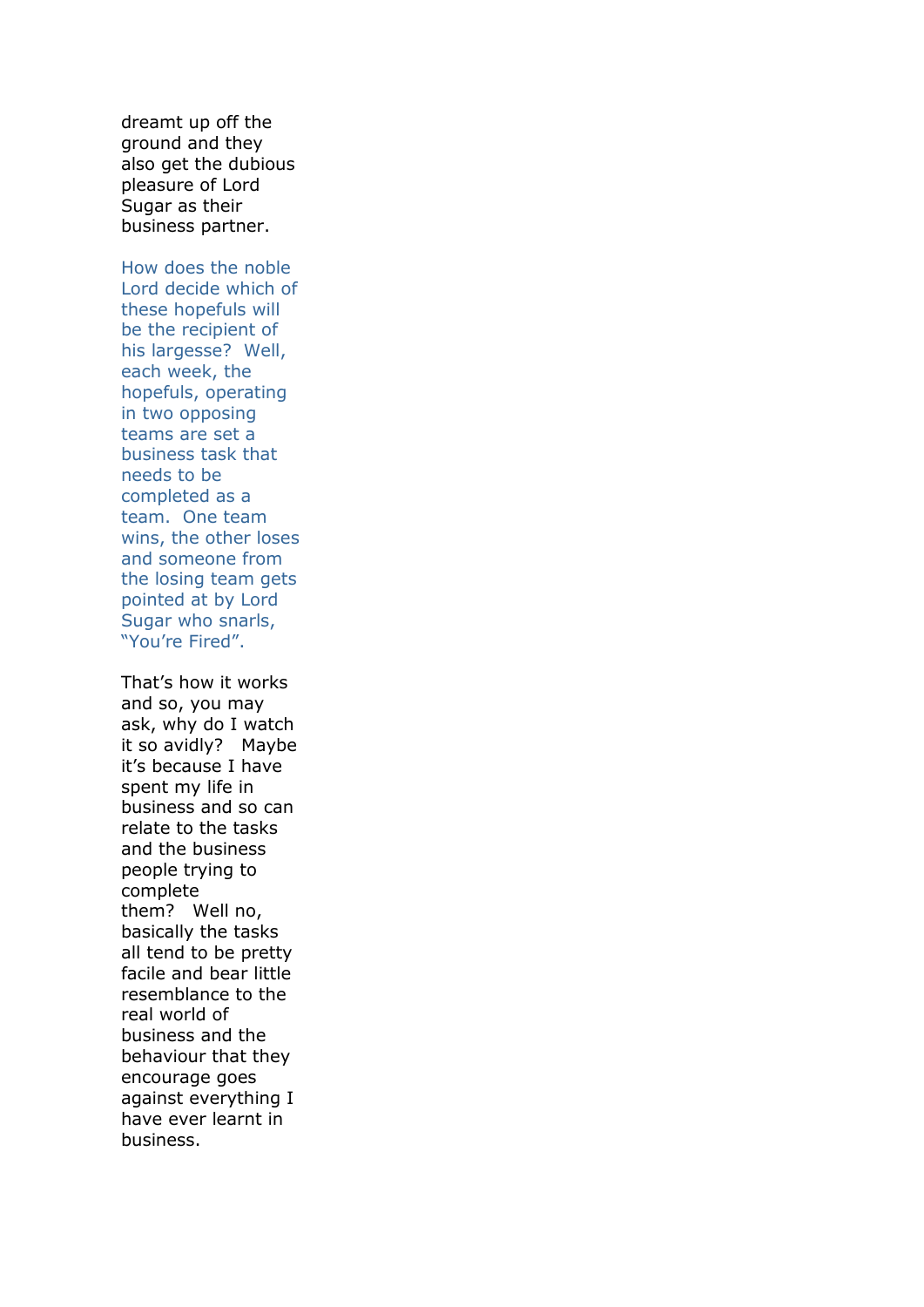dreamt up off the ground and they also get the dubious pleasure of Lord Sugar as their business partner.

How does the noble Lord decide which of these hopefuls will be the recipient of his largesse?  Well, each week, the hopefuls, operating in two opposing teams are set a business task that needs to be completed as a team.  One team wins, the other loses and someone from the losing team gets pointed at by Lord Sugar who snarls, "You're Fired".

That's how it works and so, you may ask, why do I watch it so avidly?   Maybe it's because I have spent my life in business and so can relate to the tasks and the business people trying to complete them?   Well no, basically the tasks all tend to be pretty facile and bear little resemblance to the real world of business and the behaviour that they encourage goes against everything I have ever learnt in business.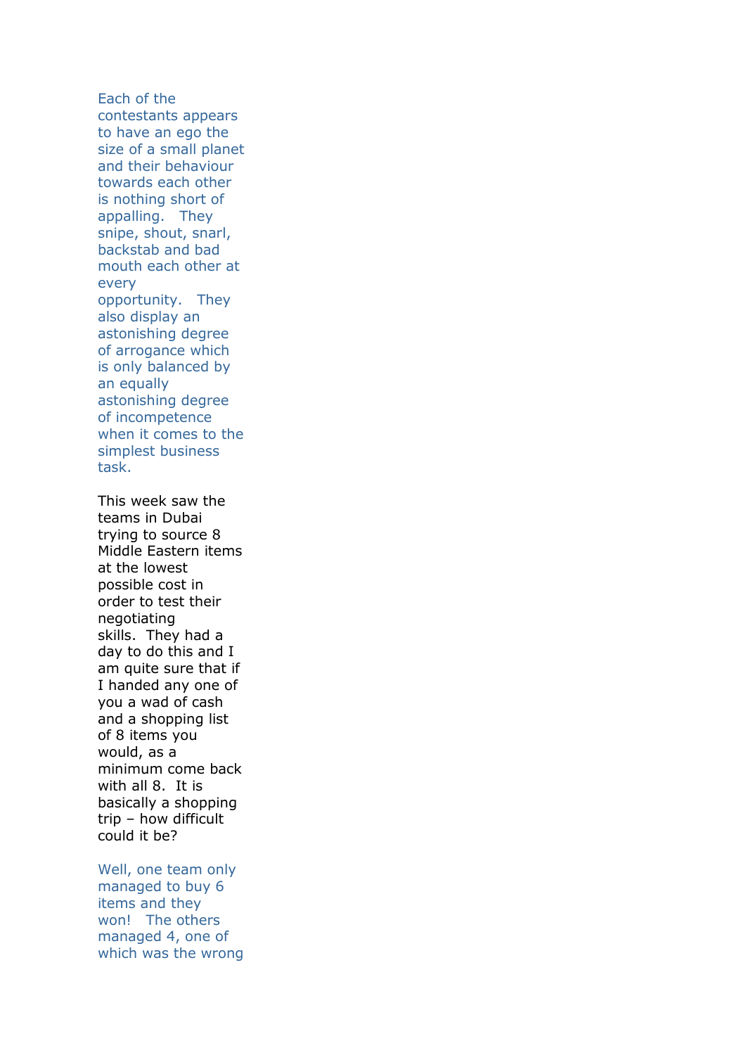Each of the contestants appears to have an ego the size of a small planet and their behaviour towards each other is nothing short of appalling. They snipe, shout, snarl, backstab and bad mouth each other at every opportunity. They also display an astonishing degree of arrogance which is only balanced by an equally astonishing degree of incompetence when it comes to the simplest business task.

This week saw the teams in Dubai trying to source 8 Middle Eastern items at the lowest possible cost in order to test their negotiating skills. They had a day to do this and I am quite sure that if I handed any one of you a wad of cash and a shopping list of 8 items you would, as a minimum come back with all 8. It is basically a shopping trip – how difficult could it be?

Well, one team only managed to buy 6 items and they won! The others managed 4, one of which was the wrong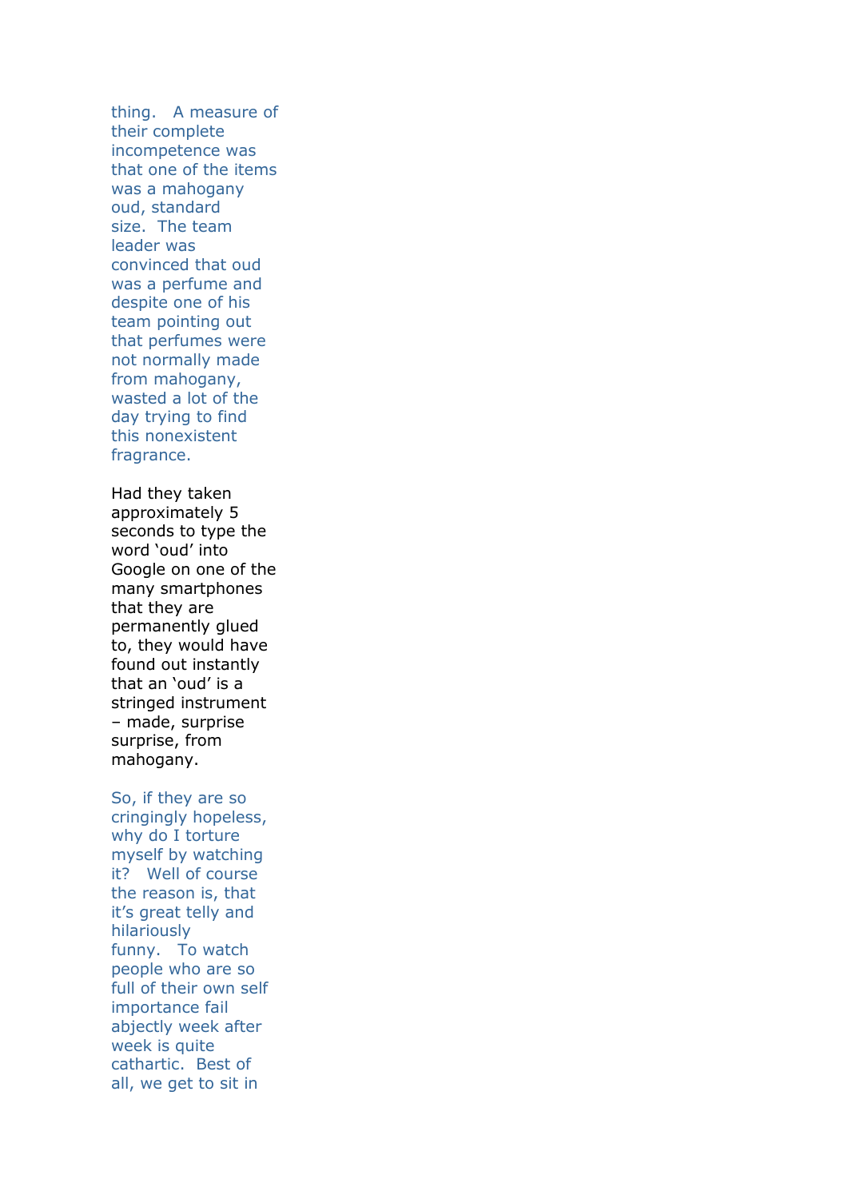thing. A measure of their complete incompetence was that one of the items was a mahogany oud, standard size. The team leader was convinced that oud was a perfume and despite one of his team pointing out that perfumes were not normally made from mahogany, wasted a lot of the day trying to find this nonexistent fragrance.

Had they taken approximately 5 seconds to type the word 'oud' into Google on one of the many smartphones that they are permanently glued to, they would have found out instantly that an 'oud' is a stringed instrument – made, surprise surprise, from mahogany.

So, if they are so cringingly hopeless, why do I torture myself by watching it? Well of course the reason is, that it's great telly and hilariously funny. To watch people who are so full of their own self importance fail abjectly week after week is quite cathartic. Best of all, we get to sit in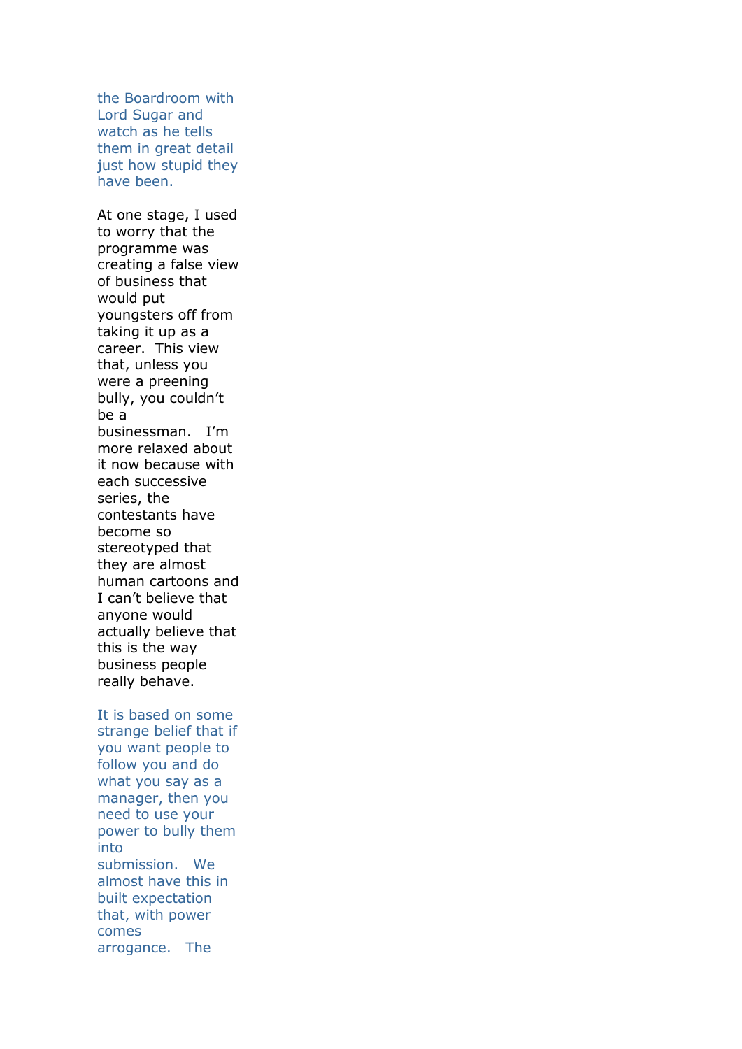the Boardroom with Lord Sugar and watch as he tells them in great detail just how stupid they have been.

At one stage, I used to worry that the programme was creating a false view of business that would put youngsters off from taking it up as a career. This view that, unless you were a preening bully, you couldn't be a businessman. I'm more relaxed about it now because with each successive series, the contestants have become so stereotyped that they are almost human cartoons and I can't believe that anyone would actually believe that this is the way business people really behave.

It is based on some strange belief that if you want people to follow you and do what you say as a manager, then you need to use your power to bully them into submission. We almost have this in built expectation that, with power comes arrogance. The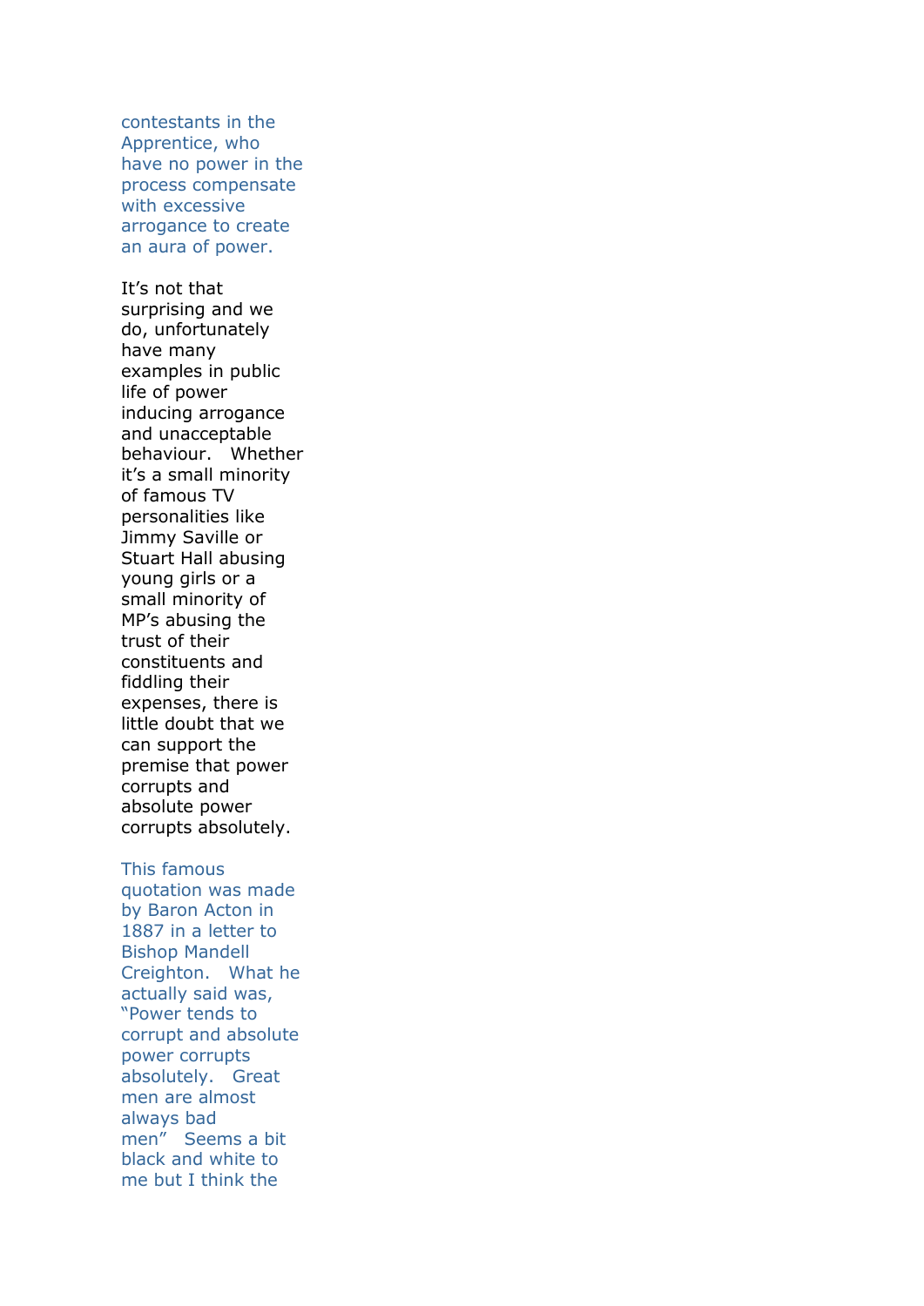contestants in the Apprentice, who have no power in the process compensate with excessive arrogance to create an aura of power.

It's not that surprising and we do, unfortunately have many examples in public life of power inducing arrogance and unacceptable behaviour. Whether it's a small minority of famous TV personalities like Jimmy Saville or Stuart Hall abusing young girls or a small minority of MP's abusing the trust of their constituents and fiddling their expenses, there is little doubt that we can support the premise that power corrupts and absolute power corrupts absolutely.

This famous quotation was made by Baron Acton in 1887 in a letter to Bishop Mandell Creighton. What he actually said was, "Power tends to corrupt and absolute power corrupts absolutely. Great men are almost always bad men" Seems a bit black and white to me but I think the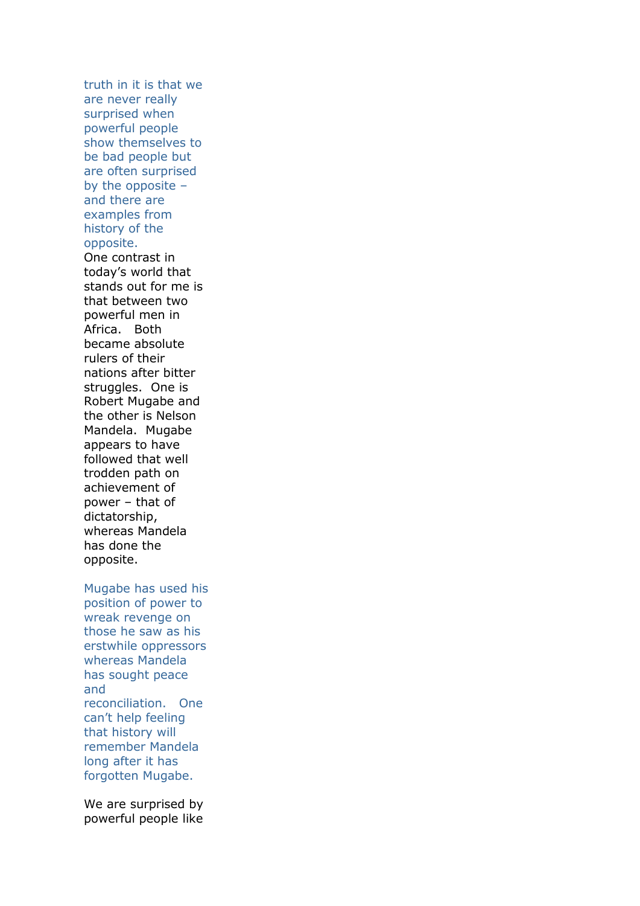truth in it is that we are never really surprised when powerful people show themselves to be bad people but are often surprised by the opposite – and there are examples from history of the opposite.

One contrast in today's world that stands out for me is that between two powerful men in Africa. Both became absolute rulers of their nations after bitter struggles. One is Robert Mugabe and the other is Nelson Mandela. Mugabe appears to have followed that well trodden path on achievement of power – that of dictatorship, whereas Mandela has done the opposite.

Mugabe has used his position of power to wreak revenge on those he saw as his erstwhile oppressors whereas Mandela has sought peace and reconciliation. One can't help feeling that history will remember Mandela long after it has forgotten Mugabe.

We are surprised by powerful people like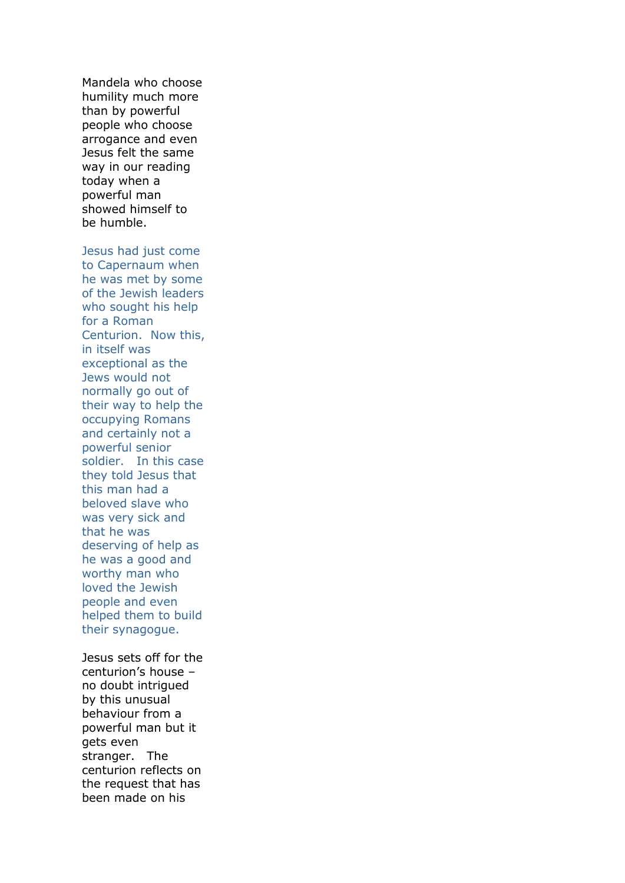Mandela who choose humility much more than by powerful people who choose arrogance and even Jesus felt the same way in our reading today when a powerful man showed himself to be humble.

Jesus had just come to Capernaum when he was met by some of the Jewish leaders who sought his help for a Roman Centurion. Now this, in itself was exceptional as the Jews would not normally go out of their way to help the occupying Romans and certainly not a powerful senior soldier. In this case they told Jesus that this man had a beloved slave who was very sick and that he was deserving of help as he was a good and worthy man who loved the Jewish people and even helped them to build their synagogue.

Jesus sets off for the centurion's house – no doubt intrigued by this unusual behaviour from a powerful man but it gets even stranger. The centurion reflects on the request that has been made on his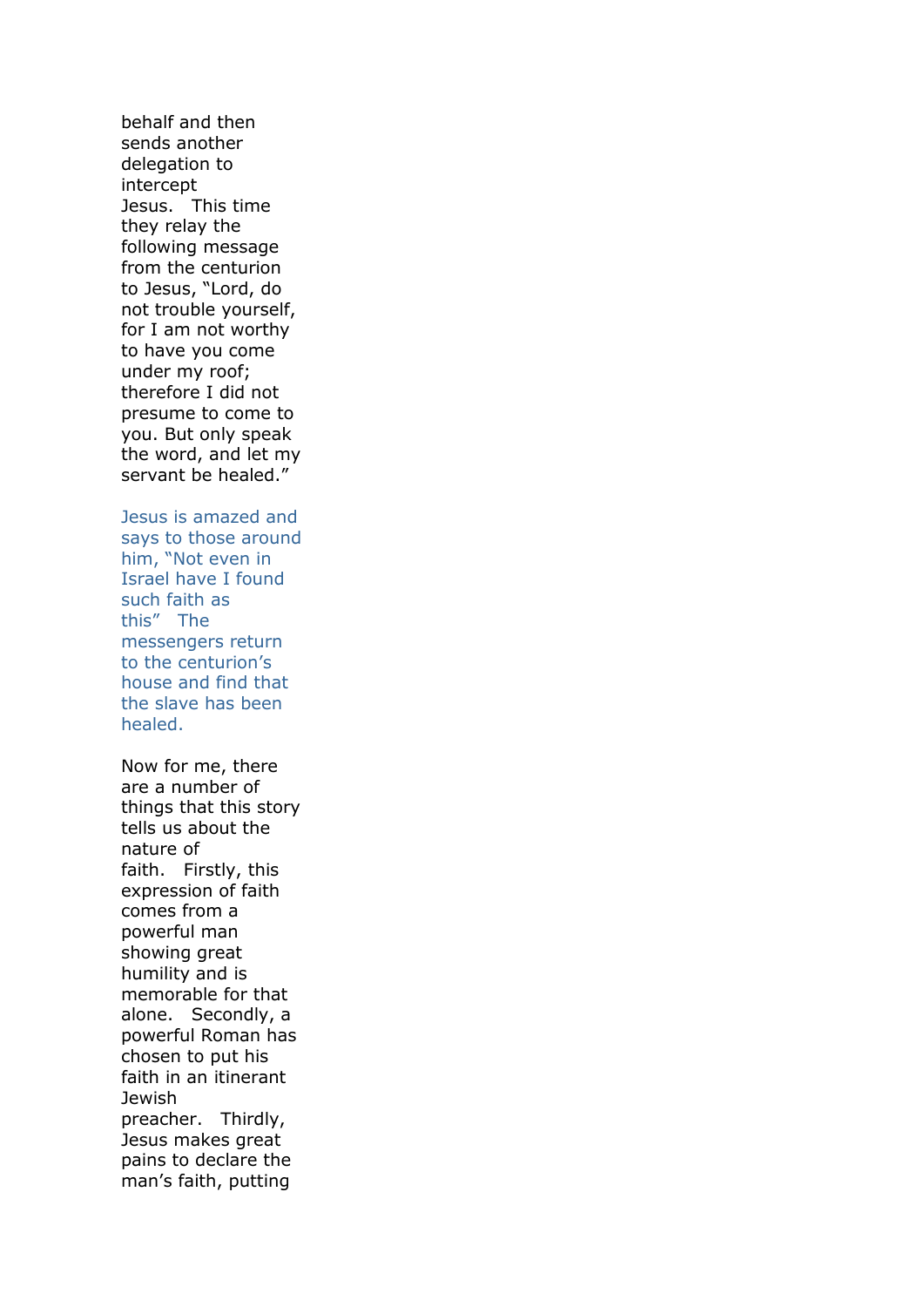behalf and then sends another delegation to intercept Jesus. This time they relay the following message from the centurion to Jesus, "Lord, do not trouble yourself, for I am not worthy to have you come under my roof; therefore I did not presume to come to you. But only speak the word, and let my servant be healed."

Jesus is amazed and says to those around him, "Not even in Israel have I found such faith as this" The messengers return to the centurion's house and find that the slave has been healed.

Now for me, there are a number of things that this story tells us about the nature of faith. Firstly, this expression of faith comes from a powerful man showing great humility and is memorable for that alone. Secondly, a powerful Roman has chosen to put his faith in an itinerant Jewish preacher. Thirdly, Jesus makes great pains to declare the man's faith, putting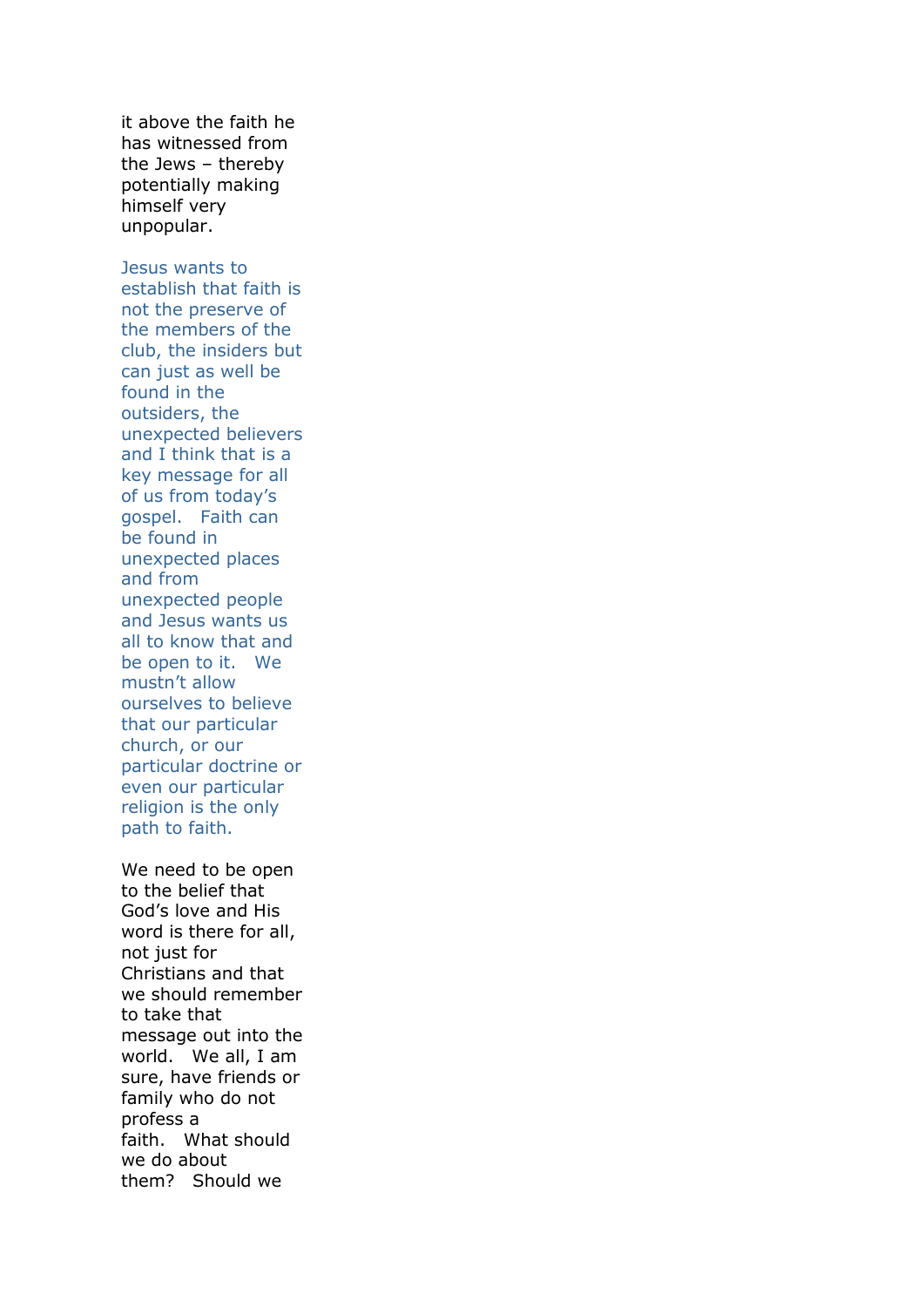it above the faith he has witnessed from the Jews – thereby potentially making himself very unpopular.

Jesus wants to establish that faith is not the preserve of the members of the club, the insiders but can just as well be found in the outsiders, the unexpected believers and I think that is a key message for all of us from today's gospel. Faith can be found in unexpected places and from unexpected people and Jesus wants us all to know that and be open to it. We mustn't allow ourselves to believe that our particular church, or our particular doctrine or even our particular religion is the only path to faith.

We need to be open to the belief that God's love and His word is there for all, not just for Christians and that we should remember to take that message out into the world. We all, I am sure, have friends or family who do not profess a faith. What should we do about them? Should we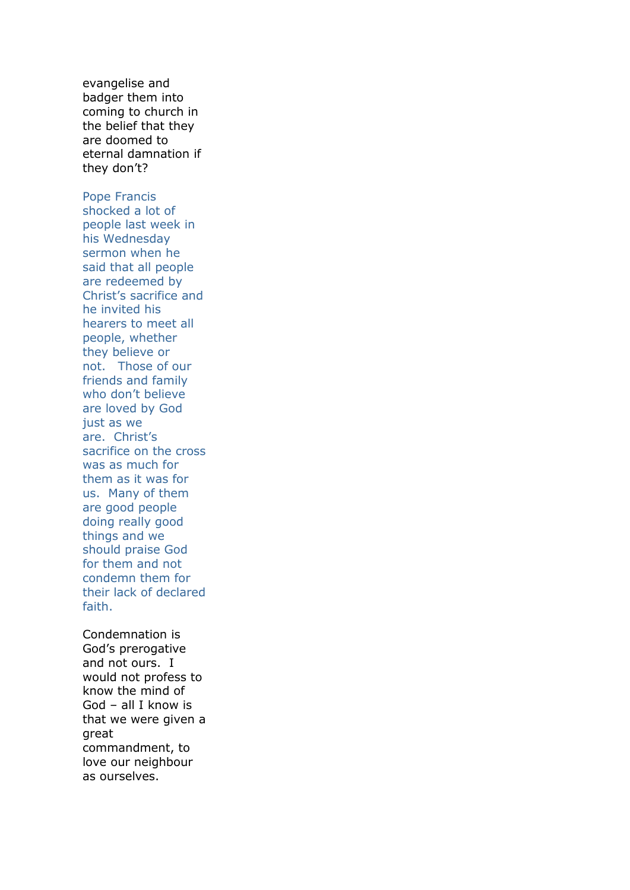evangelise and badger them into coming to church in the belief that they are doomed to eternal damnation if they don't?

Pope Francis shocked a lot of people last week in his Wednesday sermon when he said that all people are redeemed by Christ's sacrifice and he invited his hearers to meet all people, whether they believe or not. Those of our friends and family who don't believe are loved by God just as we are. Christ's sacrifice on the cross was as much for them as it was for us. Many of them are good people doing really good things and we should praise God for them and not condemn them for their lack of declared faith.

Condemnation is God's prerogative and not ours. I would not profess to know the mind of God – all I know is that we were given a great commandment, to love our neighbour as ourselves.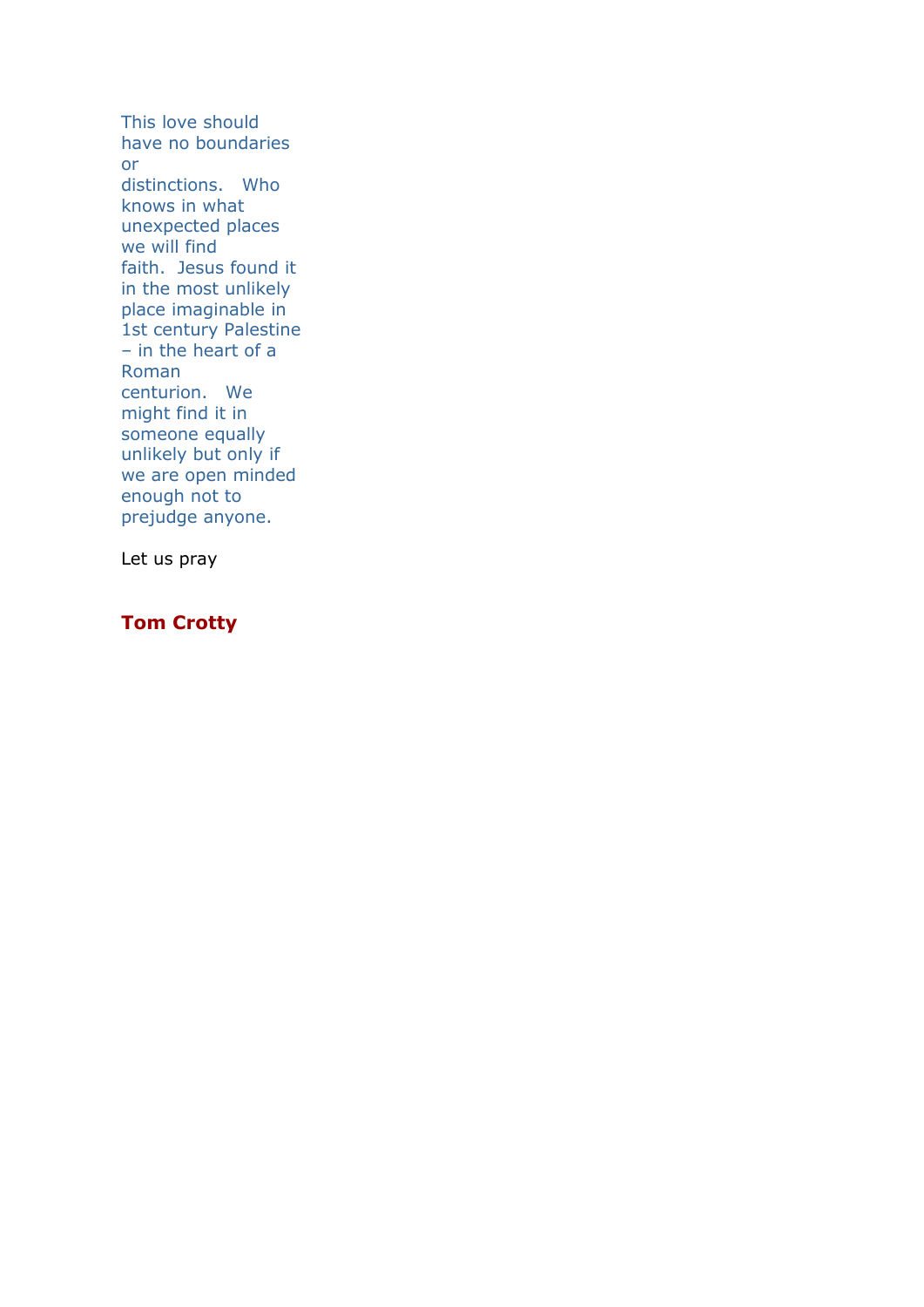This love should have no boundaries or distinctions. Who knows in what unexpected places we will find faith. Jesus found it in the most unlikely place imaginable in 1st century Palestine – in the heart of a Roman centurion. We might find it in someone equally unlikely but only if we are open minded enough not to prejudge anyone.

Let us pray

**Tom Crotty**